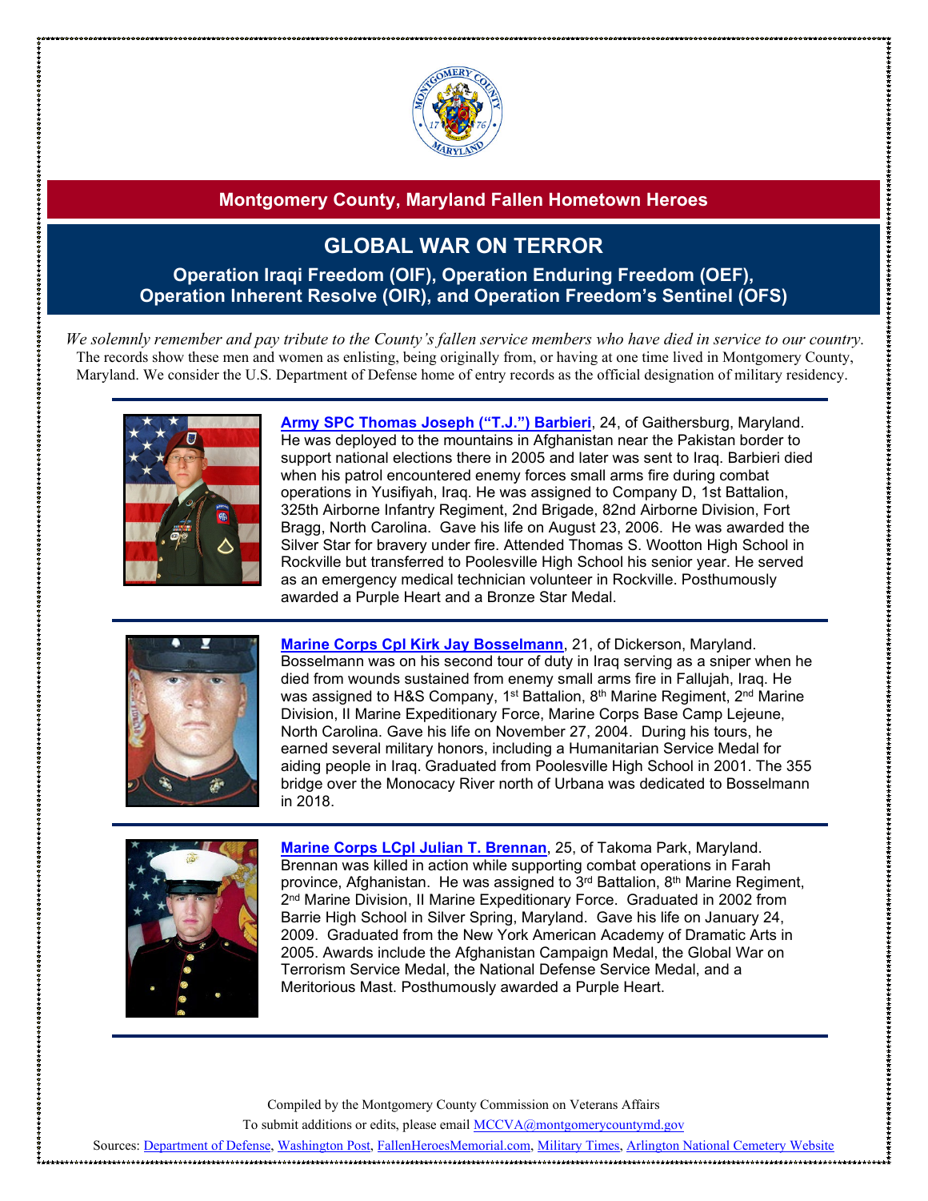## Montgomery County, Maryland Fallen Hometown Heroes

# GLOBAL WAR ON TERROR

### Operation Iraqi Freedom (OIF), Operation Enduring Freedom (OEF), Operation Inherent Resolve (OIR), and Operation Freedom's Sentinel (OFS)

*We solemnly remember and pay tribute to the County's fallen service members who have died in service to our country.* The records show these men and women as enlisting, being originally from, or having at one time lived in Montgomery County, Maryland. We consider the U.S. Department of Defense home of entry records as the official designation of military residency.

---

**Army SPC Thomas Joseph ("T.J.") Barbieri**, 24, of Gaithersburg, Maryland. He was deployed to the mountains in Afghanistan near the Pakistan border to support national elections there in 2005 and later was sent to Iraq. Barbieri died when his patrol encountered enemy forces small arms fire during combat operations in Yusifiyah, Iraq. He was assigned to Company D, 1st Battalion, 325th Airborne Infantry Regiment, 2nd Brigade, 82nd Airborne Division, Fort Bragg, North Carolina. Gave his life on August 23, 2006. He was awarded the Silver Star for bravery under fire. Attended Thomas S. Wootton High School in Rockville but transferred to Poolesville High School his senior year. He served as an emergency medical technician volunteer in Rockville. Posthumously awarded a Purple Heart and a Bronze Star Medal.

---

**Marine Corps Cpl Kirk Jay Bosselmann**, 21, of Dickerson, Maryland. Bosselmann was on his second tour of duty in Iraq serving as a sniper when he died from wounds sustained from enemy small arms fire in Fallujah, Iraq. He was assigned to H&S Company, 1st Battalion, 8th Marine Regiment, 2nd Marine Division, II Marine Expeditionary Force, Marine Corps Base Camp Lejeune, North Carolina. Gave his life on November 27, 2004. During his tours, he earned several military honors, including a Humanitarian Service Medal for aiding people in Iraq. Graduated from Poolesville High School in 2001. The 355 bridge over the Monocacy River north of Urbana was dedicated to Bosselmann in 2018.

---

**Marine Corps LCpl Julian T. Brennan**, 25, of Takoma Park, Maryland. Brennan was killed in action while supporting combat operations in Farah province, Afghanistan. He was assigned to 3rd Battalion, 8th Marine Regiment, 2nd Marine Division, II Marine Expeditionary Force. Graduated in 2002 from Barrie High School in Silver Spring, Maryland. Gave his life on January 24, 2009. Graduated from the New York American Academy of Dramatic Arts in 2005. Awards include the Afghanistan Campaign Medal, the Global War on Terrorism Service Medal, the National Defense Service Medal, and a Meritorious Mast. Posthumously awarded a Purple Heart.

---

Compiled by the Montgomery County Commission on Veterans Affairs

To submit additions or edits, please email MCCVA@montgomerycountymd.gov

Sources: Department of Defense, Washington Post, FallenHeroesMemorial.com, Military Times, Arlington National Cemetery Website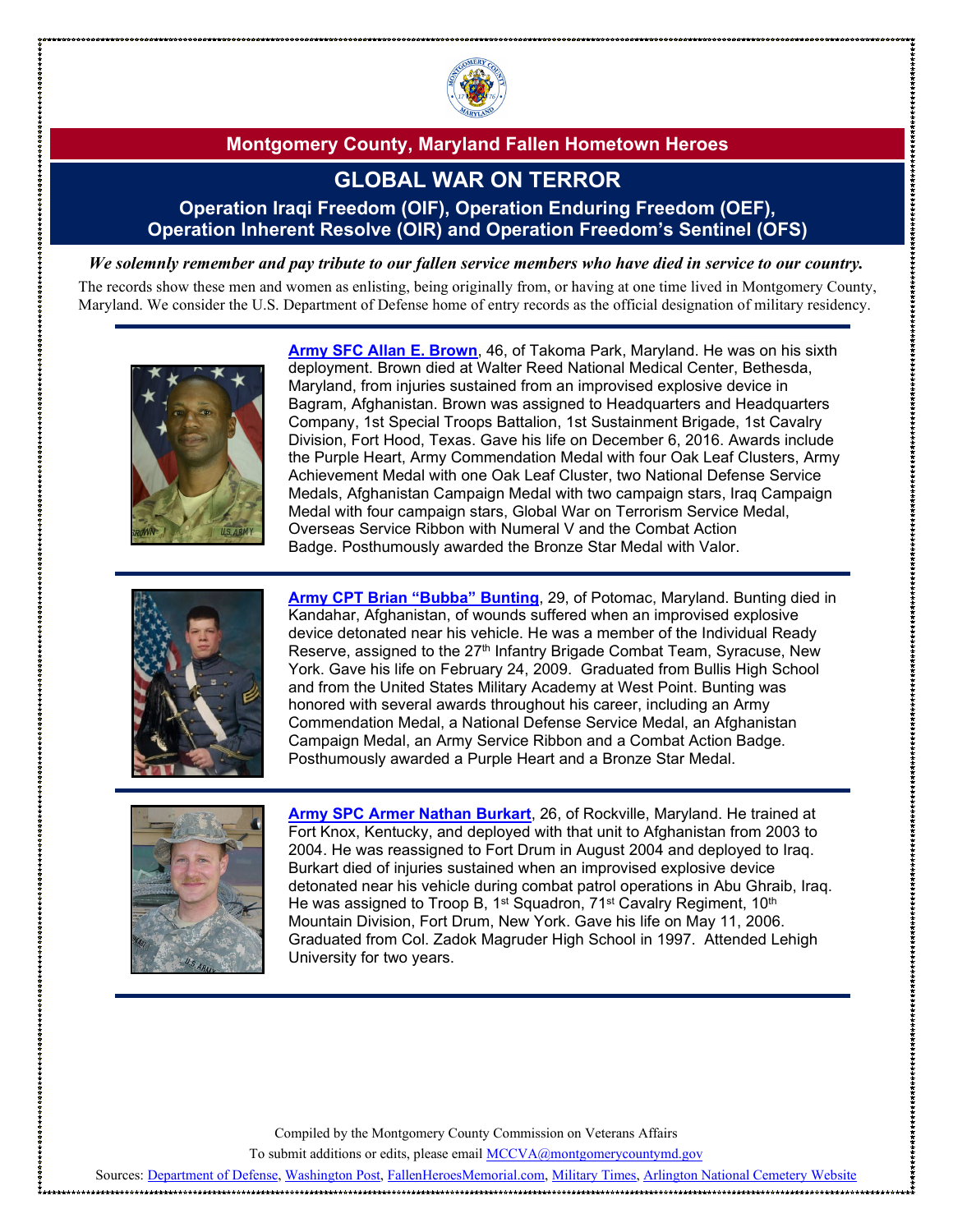# Montgomery County, Maryland Fallen Hometown Heroes

## GLOBAL WAR ON TERROR

### Operation Iraqi Freedom (OIF), Operation Enduring Freedom (OEF), Operation Inherent Resolve (OIR) and Operation Freedom's Sentinel (OFS)

***We solemnly remember and pay tribute to our fallen service members who have died in service to our country.***

The records show these men and women as enlisting, being originally from, or having at one time lived in Montgomery County, Maryland. We consider the U.S. Department of Defense home of entry records as the official designation of military residency.

---

**Army SFC Allan E. Brown**, 46, of Takoma Park, Maryland. He was on his sixth deployment. Brown died at Walter Reed National Medical Center, Bethesda, Maryland, from injuries sustained from an improvised explosive device in Bagram, Afghanistan. Brown was assigned to Headquarters and Headquarters Company, 1st Special Troops Battalion, 1st Sustainment Brigade, 1st Cavalry Division, Fort Hood, Texas. Gave his life on December 6, 2016. Awards include the Purple Heart, Army Commendation Medal with four Oak Leaf Clusters, Army Achievement Medal with one Oak Leaf Cluster, two National Defense Service Medals, Afghanistan Campaign Medal with two campaign stars, Iraq Campaign Medal with four campaign stars, Global War on Terrorism Service Medal, Overseas Service Ribbon with Numeral V and the Combat Action Badge. Posthumously awarded the Bronze Star Medal with Valor.

---

**Army CPT Brian "Bubba" Bunting**, 29, of Potomac, Maryland. Bunting died in Kandahar, Afghanistan, of wounds suffered when an improvised explosive device detonated near his vehicle. He was a member of the Individual Ready Reserve, assigned to the 27th Infantry Brigade Combat Team, Syracuse, New York. Gave his life on February 24, 2009. Graduated from Bullis High School and from the United States Military Academy at West Point. Bunting was honored with several awards throughout his career, including an Army Commendation Medal, a National Defense Service Medal, an Afghanistan Campaign Medal, an Army Service Ribbon and a Combat Action Badge. Posthumously awarded a Purple Heart and a Bronze Star Medal.

---

**Army SPC Armer Nathan Burkart**, 26, of Rockville, Maryland. He trained at Fort Knox, Kentucky, and deployed with that unit to Afghanistan from 2003 to 2004. He was reassigned to Fort Drum in August 2004 and deployed to Iraq. Burkart died of injuries sustained when an improvised explosive device detonated near his vehicle during combat patrol operations in Abu Ghraib, Iraq. He was assigned to Troop B, 1st Squadron, 71st Cavalry Regiment, 10th Mountain Division, Fort Drum, New York. Gave his life on May 11, 2006. Graduated from Col. Zadok Magruder High School in 1997. Attended Lehigh University for two years.

---

Compiled by the Montgomery County Commission on Veterans Affairs

To submit additions or edits, please email MCCVA@montgomerycountymd.gov

Sources: Department of Defense, Washington Post, FallenHeroesMemorial.com, Military Times, Arlington National Cemetery Website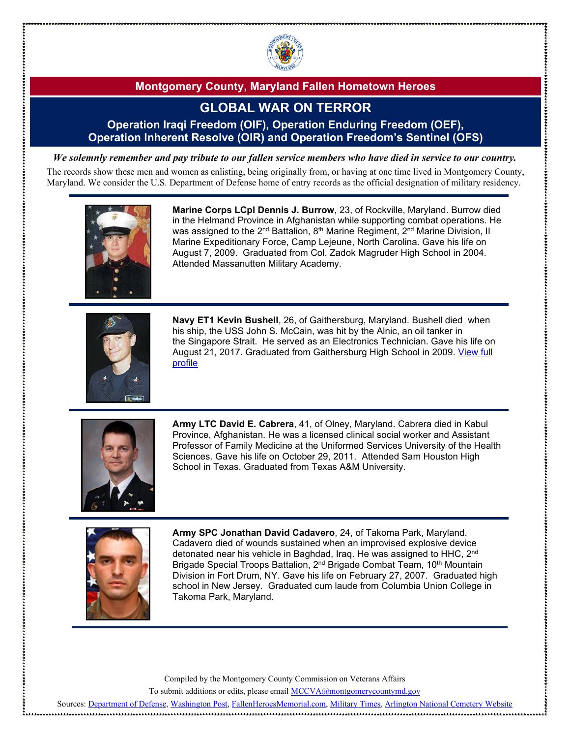# Montgomery County, Maryland Fallen Hometown Heroes

## GLOBAL WAR ON TERROR

### Operation Iraqi Freedom (OIF), Operation Enduring Freedom (OEF), Operation Inherent Resolve (OIR) and Operation Freedom's Sentinel (OFS)

***We solemnly remember and pay tribute to our fallen service members who have died in service to our country.***

The records show these men and women as enlisting, being originally from, or having at one time lived in Montgomery County, Maryland. We consider the U.S. Department of Defense home of entry records as the official designation of military residency.

---

**Marine Corps LCpl Dennis J. Burrow**, 23, of Rockville, Maryland. Burrow died in the Helmand Province in Afghanistan while supporting combat operations. He was assigned to the 2nd Battalion, 8th Marine Regiment, 2nd Marine Division, II Marine Expeditionary Force, Camp Lejeune, North Carolina. Gave his life on August 7, 2009. Graduated from Col. Zadok Magruder High School in 2004. Attended Massanutten Military Academy.

---

**Navy ET1 Kevin Bushell**, 26, of Gaithersburg, Maryland. Bushell died when his ship, the USS John S. McCain, was hit by the Alnic, an oil tanker in the Singapore Strait. He served as an Electronics Technician. Gave his life on August 21, 2017. Graduated from Gaithersburg High School in 2009. View full profile

---

**Army LTC David E. Cabrera**, 41, of Olney, Maryland. Cabrera died in Kabul Province, Afghanistan. He was a licensed clinical social worker and Assistant Professor of Family Medicine at the Uniformed Services University of the Health Sciences. Gave his life on October 29, 2011. Attended Sam Houston High School in Texas. Graduated from Texas A&M University.

---

**Army SPC Jonathan David Cadavero**, 24, of Takoma Park, Maryland. Cadavero died of wounds sustained when an improvised explosive device detonated near his vehicle in Baghdad, Iraq. He was assigned to HHC, 2nd Brigade Special Troops Battalion, 2nd Brigade Combat Team, 10th Mountain Division in Fort Drum, NY. Gave his life on February 27, 2007. Graduated high school in New Jersey. Graduated cum laude from Columbia Union College in Takoma Park, Maryland.

---

Compiled by the Montgomery County Commission on Veterans Affairs

To submit additions or edits, please email MCCVA@montgomerycountymd.gov

Sources: Department of Defense, Washington Post, FallenHeroesMemorial.com, Military Times, Arlington National Cemetery Website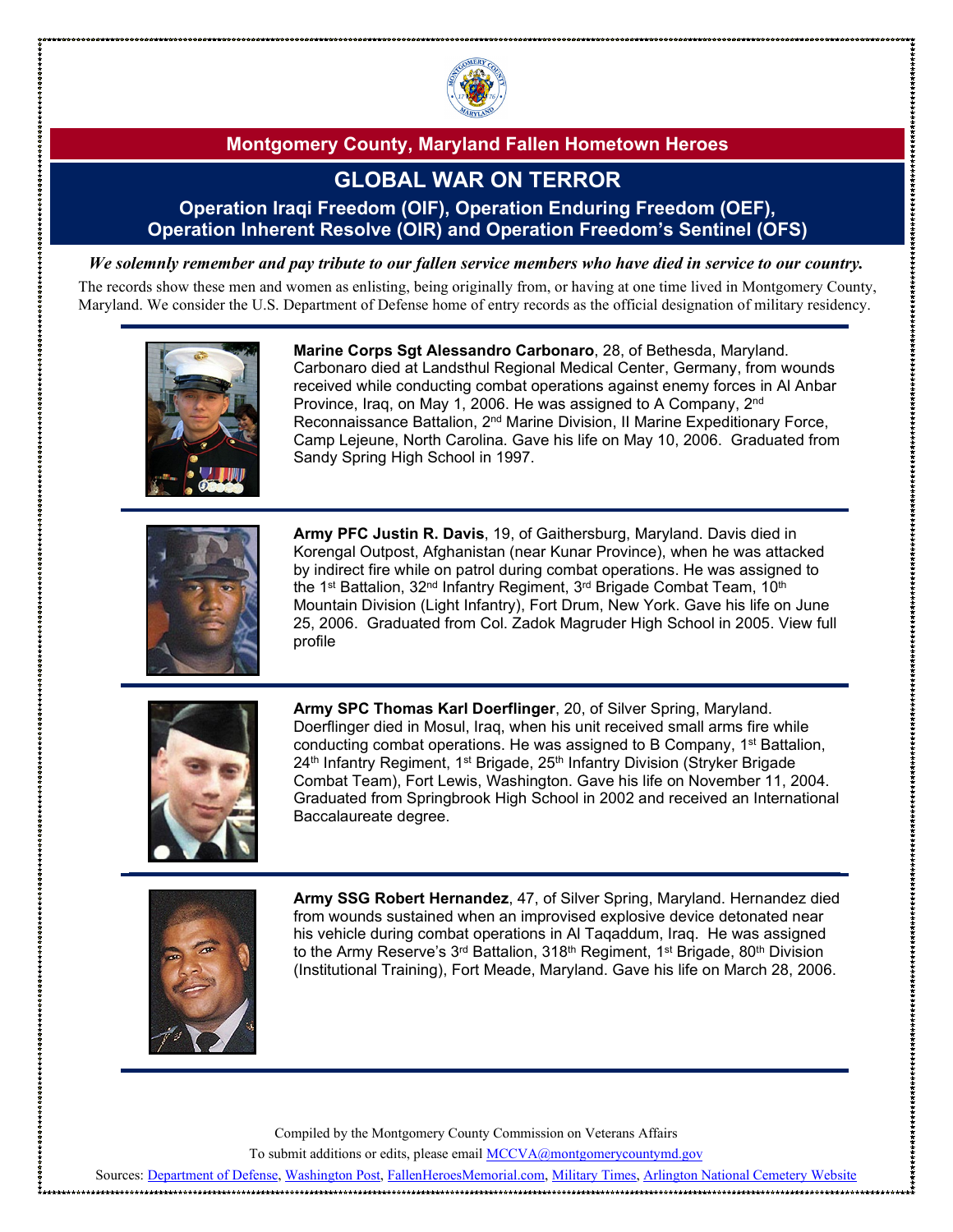## Montgomery County, Maryland Fallen Hometown Heroes

# GLOBAL WAR ON TERROR

### Operation Iraqi Freedom (OIF), Operation Enduring Freedom (OEF), Operation Inherent Resolve (OIR) and Operation Freedom's Sentinel (OFS)

***We solemnly remember and pay tribute to our fallen service members who have died in service to our country.***

The records show these men and women as enlisting, being originally from, or having at one time lived in Montgomery County, Maryland. We consider the U.S. Department of Defense home of entry records as the official designation of military residency.

---

**Marine Corps Sgt Alessandro Carbonaro**, 28, of Bethesda, Maryland. Carbonaro died at Landsthul Regional Medical Center, Germany, from wounds received while conducting combat operations against enemy forces in Al Anbar Province, Iraq, on May 1, 2006. He was assigned to A Company, 2nd Reconnaissance Battalion, 2nd Marine Division, II Marine Expeditionary Force, Camp Lejeune, North Carolina. Gave his life on May 10, 2006. Graduated from Sandy Spring High School in 1997.

---

**Army PFC Justin R. Davis**, 19, of Gaithersburg, Maryland. Davis died in Korengal Outpost, Afghanistan (near Kunar Province), when he was attacked by indirect fire while on patrol during combat operations. He was assigned to the 1st Battalion, 32nd Infantry Regiment, 3rd Brigade Combat Team, 10th Mountain Division (Light Infantry), Fort Drum, New York. Gave his life on June 25, 2006. Graduated from Col. Zadok Magruder High School in 2005. View full profile

---

**Army SPC Thomas Karl Doerflinger**, 20, of Silver Spring, Maryland. Doerflinger died in Mosul, Iraq, when his unit received small arms fire while conducting combat operations. He was assigned to B Company, 1st Battalion, 24th Infantry Regiment, 1st Brigade, 25th Infantry Division (Stryker Brigade Combat Team), Fort Lewis, Washington. Gave his life on November 11, 2004. Graduated from Springbrook High School in 2002 and received an International Baccalaureate degree.

---

**Army SSG Robert Hernandez**, 47, of Silver Spring, Maryland. Hernandez died from wounds sustained when an improvised explosive device detonated near his vehicle during combat operations in Al Taqaddum, Iraq. He was assigned to the Army Reserve's 3rd Battalion, 318th Regiment, 1st Brigade, 80th Division (Institutional Training), Fort Meade, Maryland. Gave his life on March 28, 2006.

---

Compiled by the Montgomery County Commission on Veterans Affairs

To submit additions or edits, please email MCCVA@montgomerycountymd.gov

Sources: Department of Defense, Washington Post, FallenHeroesMemorial.com, Military Times, Arlington National Cemetery Website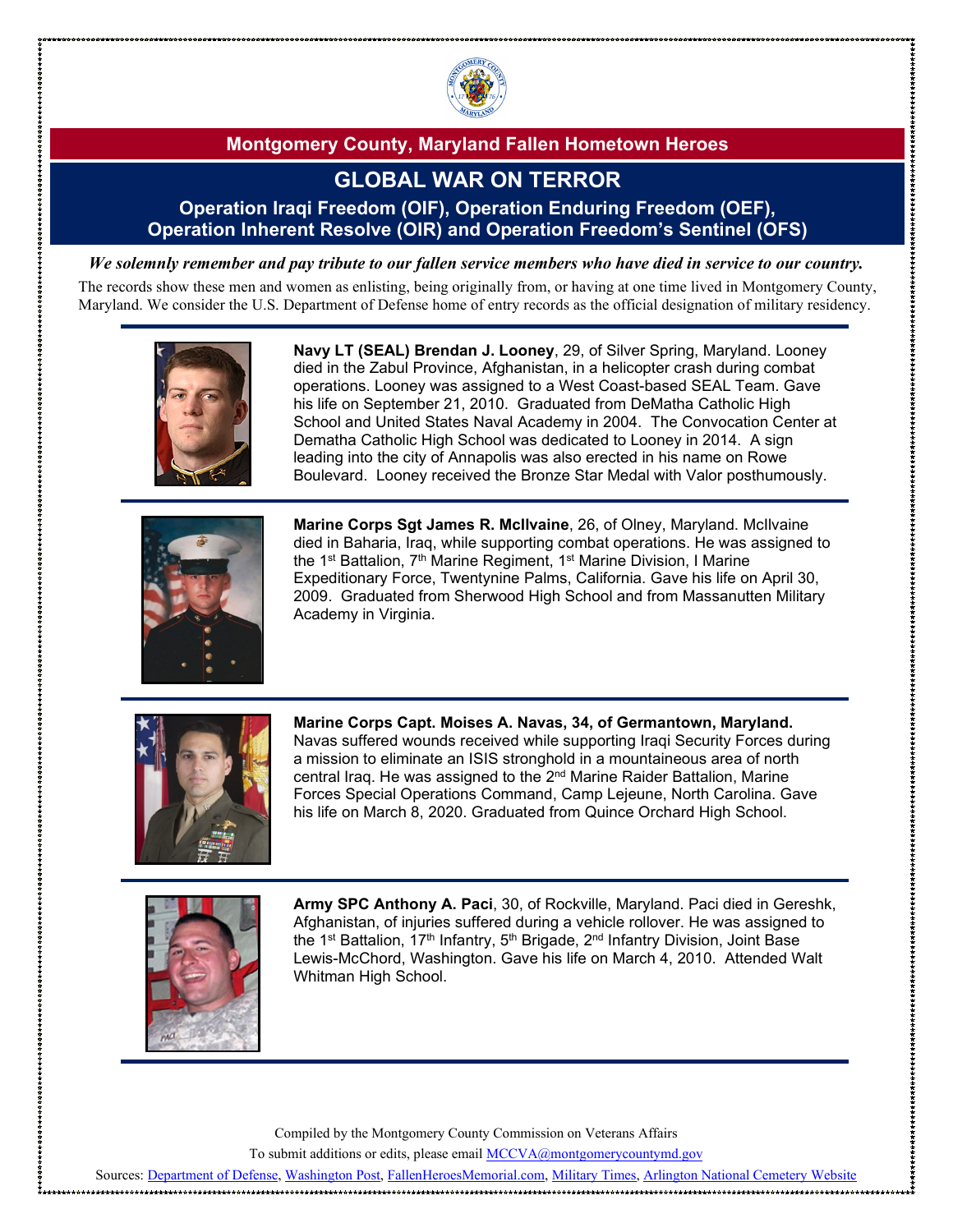# Montgomery County, Maryland Fallen Hometown Heroes

## GLOBAL WAR ON TERROR

### Operation Iraqi Freedom (OIF), Operation Enduring Freedom (OEF), Operation Inherent Resolve (OIR) and Operation Freedom's Sentinel (OFS)

***We solemnly remember and pay tribute to our fallen service members who have died in service to our country.***

The records show these men and women as enlisting, being originally from, or having at one time lived in Montgomery County, Maryland. We consider the U.S. Department of Defense home of entry records as the official designation of military residency.

---

**Navy LT (SEAL) Brendan J. Looney**, 29, of Silver Spring, Maryland. Looney died in the Zabul Province, Afghanistan, in a helicopter crash during combat operations. Looney was assigned to a West Coast-based SEAL Team. Gave his life on September 21, 2010. Graduated from DeMatha Catholic High School and United States Naval Academy in 2004. The Convocation Center at Dematha Catholic High School was dedicated to Looney in 2014. A sign leading into the city of Annapolis was also erected in his name on Rowe Boulevard. Looney received the Bronze Star Medal with Valor posthumously.

---

**Marine Corps Sgt James R. McIlvaine**, 26, of Olney, Maryland. McIlvaine died in Baharia, Iraq, while supporting combat operations. He was assigned to the 1st Battalion, 7th Marine Regiment, 1st Marine Division, I Marine Expeditionary Force, Twentynine Palms, California. Gave his life on April 30, 2009. Graduated from Sherwood High School and from Massanutten Military Academy in Virginia.

---

**Marine Corps Capt. Moises A. Navas, 34, of Germantown, Maryland.** Navas suffered wounds received while supporting Iraqi Security Forces during a mission to eliminate an ISIS stronghold in a mountaineous area of north central Iraq. He was assigned to the 2nd Marine Raider Battalion, Marine Forces Special Operations Command, Camp Lejeune, North Carolina. Gave his life on March 8, 2020. Graduated from Quince Orchard High School.

---

**Army SPC Anthony A. Paci**, 30, of Rockville, Maryland. Paci died in Gereshk, Afghanistan, of injuries suffered during a vehicle rollover. He was assigned to the 1st Battalion, 17th Infantry, 5th Brigade, 2nd Infantry Division, Joint Base Lewis-McChord, Washington. Gave his life on March 4, 2010. Attended Walt Whitman High School.

---

Compiled by the Montgomery County Commission on Veterans Affairs

To submit additions or edits, please email MCCVA@montgomerycountymd.gov

Sources: Department of Defense, Washington Post, FallenHeroesMemorial.com, Military Times, Arlington National Cemetery Website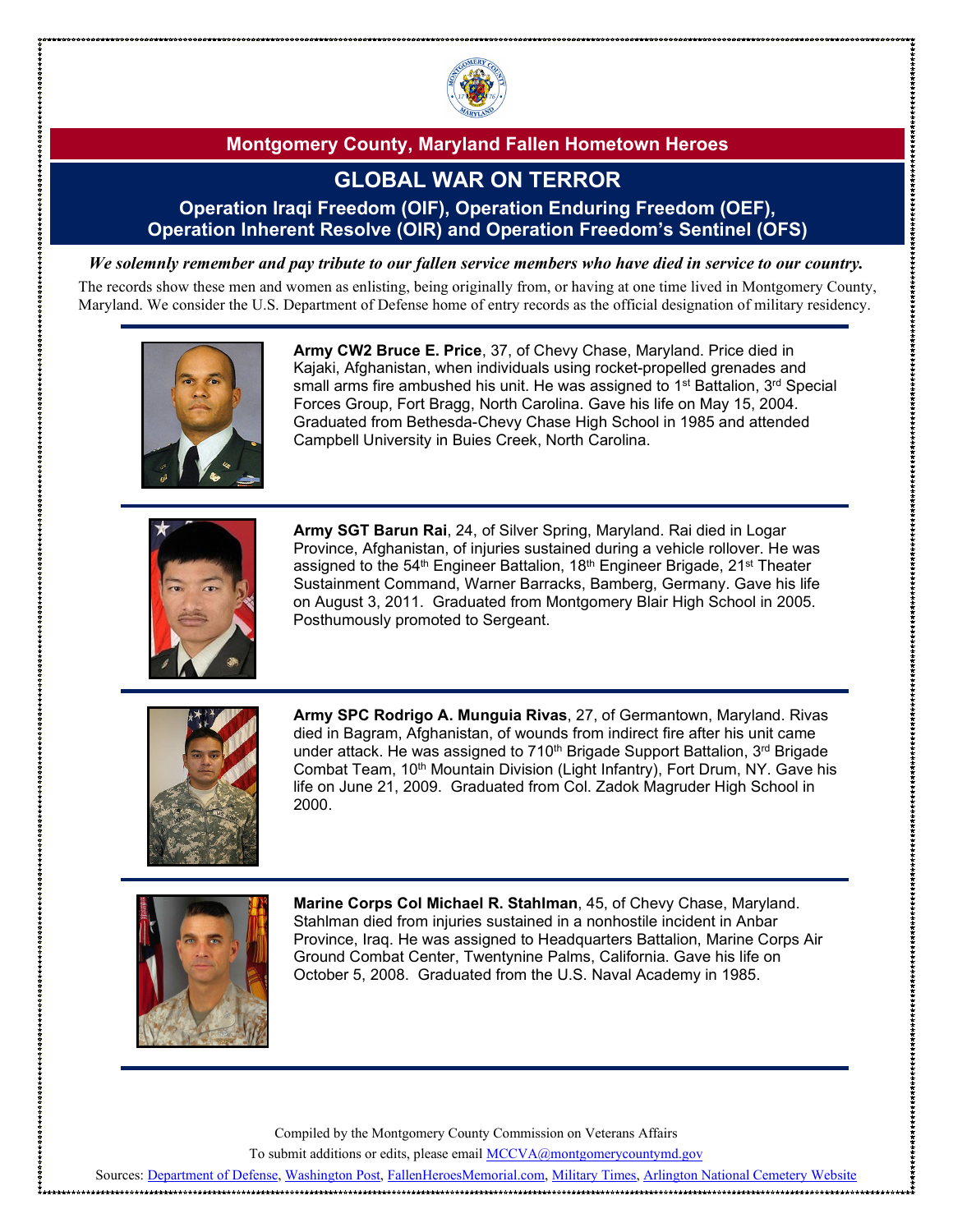## Montgomery County, Maryland Fallen Hometown Heroes

# GLOBAL WAR ON TERROR

### Operation Iraqi Freedom (OIF), Operation Enduring Freedom (OEF), Operation Inherent Resolve (OIR) and Operation Freedom's Sentinel (OFS)

***We solemnly remember and pay tribute to our fallen service members who have died in service to our country.***

The records show these men and women as enlisting, being originally from, or having at one time lived in Montgomery County, Maryland. We consider the U.S. Department of Defense home of entry records as the official designation of military residency.

---

**Army CW2 Bruce E. Price**, 37, of Chevy Chase, Maryland. Price died in Kajaki, Afghanistan, when individuals using rocket-propelled grenades and small arms fire ambushed his unit. He was assigned to 1st Battalion, 3rd Special Forces Group, Fort Bragg, North Carolina. Gave his life on May 15, 2004. Graduated from Bethesda-Chevy Chase High School in 1985 and attended Campbell University in Buies Creek, North Carolina.

---

**Army SGT Barun Rai**, 24, of Silver Spring, Maryland. Rai died in Logar Province, Afghanistan, of injuries sustained during a vehicle rollover. He was assigned to the 54th Engineer Battalion, 18th Engineer Brigade, 21st Theater Sustainment Command, Warner Barracks, Bamberg, Germany. Gave his life on August 3, 2011. Graduated from Montgomery Blair High School in 2005. Posthumously promoted to Sergeant.

---

**Army SPC Rodrigo A. Munguia Rivas**, 27, of Germantown, Maryland. Rivas died in Bagram, Afghanistan, of wounds from indirect fire after his unit came under attack. He was assigned to 710th Brigade Support Battalion, 3rd Brigade Combat Team, 10th Mountain Division (Light Infantry), Fort Drum, NY. Gave his life on June 21, 2009. Graduated from Col. Zadok Magruder High School in 2000.

---

**Marine Corps Col Michael R. Stahlman**, 45, of Chevy Chase, Maryland. Stahlman died from injuries sustained in a nonhostile incident in Anbar Province, Iraq. He was assigned to Headquarters Battalion, Marine Corps Air Ground Combat Center, Twentynine Palms, California. Gave his life on October 5, 2008. Graduated from the U.S. Naval Academy in 1985.

---

Compiled by the Montgomery County Commission on Veterans Affairs

To submit additions or edits, please email MCCVA@montgomerycountymd.gov

Sources: Department of Defense, Washington Post, FallenHeroesMemorial.com, Military Times, Arlington National Cemetery Website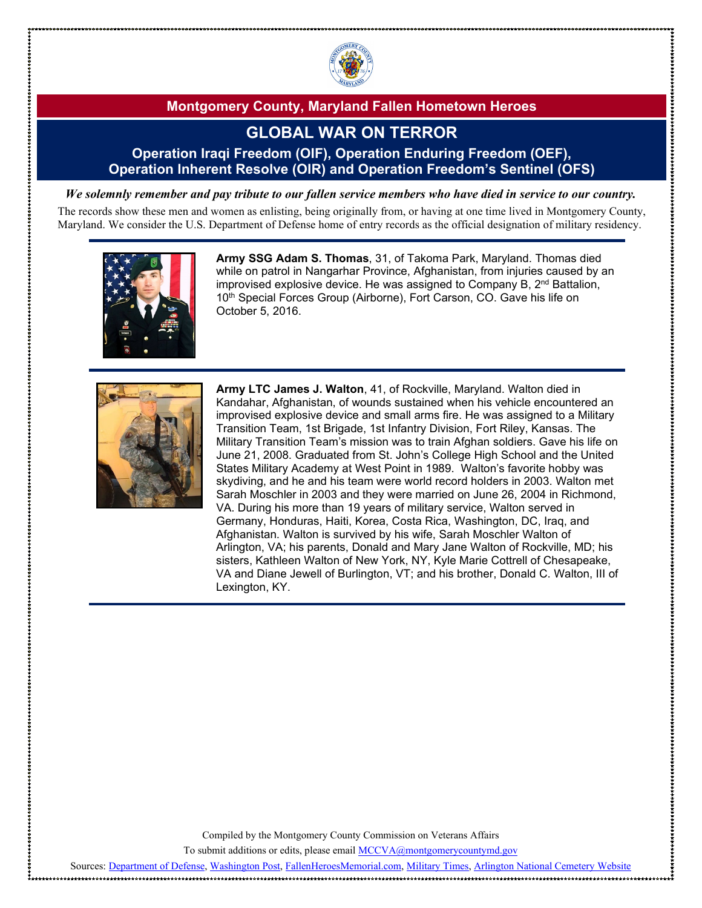## Montgomery County, Maryland Fallen Hometown Heroes

# GLOBAL WAR ON TERROR

### Operation Iraqi Freedom (OIF), Operation Enduring Freedom (OEF), Operation Inherent Resolve (OIR) and Operation Freedom's Sentinel (OFS)

***We solemnly remember and pay tribute to our fallen service members who have died in service to our country.***

The records show these men and women as enlisting, being originally from, or having at one time lived in Montgomery County, Maryland. We consider the U.S. Department of Defense home of entry records as the official designation of military residency.

---

**Army SSG Adam S. Thomas**, 31, of Takoma Park, Maryland. Thomas died while on patrol in Nangarhar Province, Afghanistan, from injuries caused by an improvised explosive device. He was assigned to Company B, 2nd Battalion, 10th Special Forces Group (Airborne), Fort Carson, CO. Gave his life on October 5, 2016.

---

**Army LTC James J. Walton**, 41, of Rockville, Maryland. Walton died in Kandahar, Afghanistan, of wounds sustained when his vehicle encountered an improvised explosive device and small arms fire. He was assigned to a Military Transition Team, 1st Brigade, 1st Infantry Division, Fort Riley, Kansas. The Military Transition Team's mission was to train Afghan soldiers. Gave his life on June 21, 2008. Graduated from St. John's College High School and the United States Military Academy at West Point in 1989. Walton's favorite hobby was skydiving, and he and his team were world record holders in 2003. Walton met Sarah Moschler in 2003 and they were married on June 26, 2004 in Richmond, VA. During his more than 19 years of military service, Walton served in Germany, Honduras, Haiti, Korea, Costa Rica, Washington, DC, Iraq, and Afghanistan. Walton is survived by his wife, Sarah Moschler Walton of Arlington, VA; his parents, Donald and Mary Jane Walton of Rockville, MD; his sisters, Kathleen Walton of New York, NY, Kyle Marie Cottrell of Chesapeake, VA and Diane Jewell of Burlington, VT; and his brother, Donald C. Walton, III of Lexington, KY.

---

Compiled by the Montgomery County Commission on Veterans Affairs

To submit additions or edits, please email MCCVA@montgomerycountymd.gov

Sources: Department of Defense, Washington Post, FallenHeroesMemorial.com, Military Times, Arlington National Cemetery Website